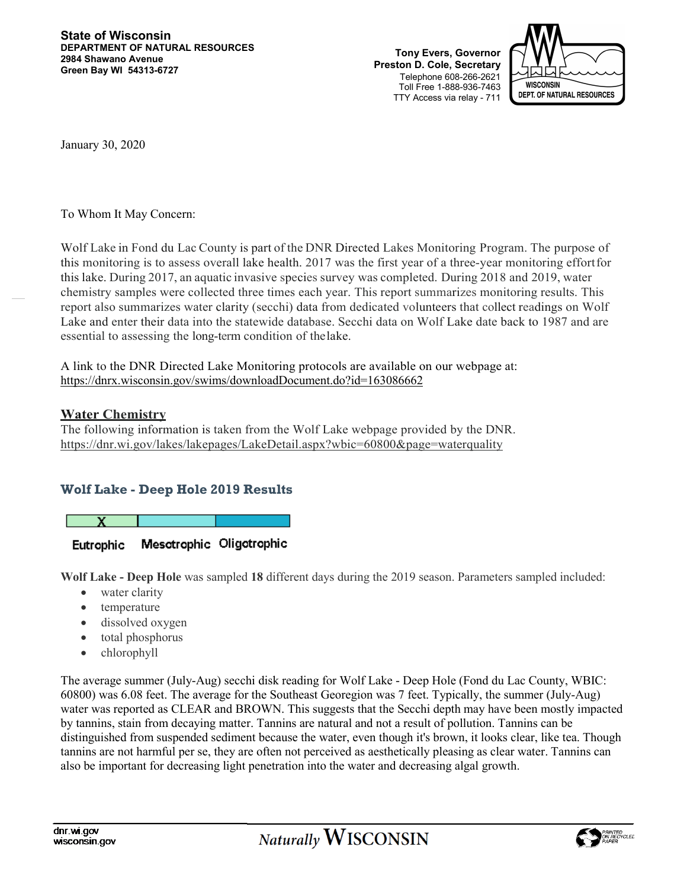**State of Wisconsin**
**DEPARTMENT OF NATURAL RESOURCES**
**2984 Shawano Avenue**
**Green Bay WI 54313-6727**

**Tony Evers, Governor**
**Preston D. Cole, Secretary**
Telephone 608-266-2621
Toll Free 1-888-936-7463
TTY Access via relay - 711

WISCONSIN DEPT. OF NATURAL RESOURCES

January 30, 2020

To Whom It May Concern:

Wolf Lake in Fond du Lac County is part of the DNR Directed Lakes Monitoring Program. The purpose of this monitoring is to assess overall lake health. 2017 was the first year of a three-year monitoring effort for this lake. During 2017, an aquatic invasive species survey was completed. During 2018 and 2019, water chemistry samples were collected three times each year. This report summarizes monitoring results. This report also summarizes water clarity (secchi) data from dedicated volunteers that collect readings on Wolf Lake and enter their data into the statewide database. Secchi data on Wolf Lake date back to 1987 and are essential to assessing the long-term condition of the lake.

A link to the DNR Directed Lake Monitoring protocols are available on our webpage at: https://dnrx.wisconsin.gov/swims/downloadDocument.do?id=163086662

## Water Chemistry

The following information is taken from the Wolf Lake webpage provided by the DNR. https://dnr.wi.gov/lakes/lakepages/LakeDetail.aspx?wbic=60800&page=waterquality

### Wolf Lake - Deep Hole 2019 Results

| X | | |
|---|---|---|
| Eutrophic | Mesotrophic | Oligotrophic |

**Wolf Lake - Deep Hole** was sampled **18** different days during the 2019 season. Parameters sampled included:

- water clarity
- temperature
- dissolved oxygen
- total phosphorus
- chlorophyll

The average summer (July-Aug) secchi disk reading for Wolf Lake - Deep Hole (Fond du Lac County, WBIC: 60800) was 6.08 feet. The average for the Southeast Georegion was 7 feet. Typically, the summer (July-Aug) water was reported as CLEAR and BROWN. This suggests that the Secchi depth may have been mostly impacted by tannins, stain from decaying matter. Tannins are natural and not a result of pollution. Tannins can be distinguished from suspended sediment because the water, even though it's brown, it looks clear, like tea. Though tannins are not harmful per se, they are often not perceived as aesthetically pleasing as clear water. Tannins can also be important for decreasing light penetration into the water and decreasing algal growth.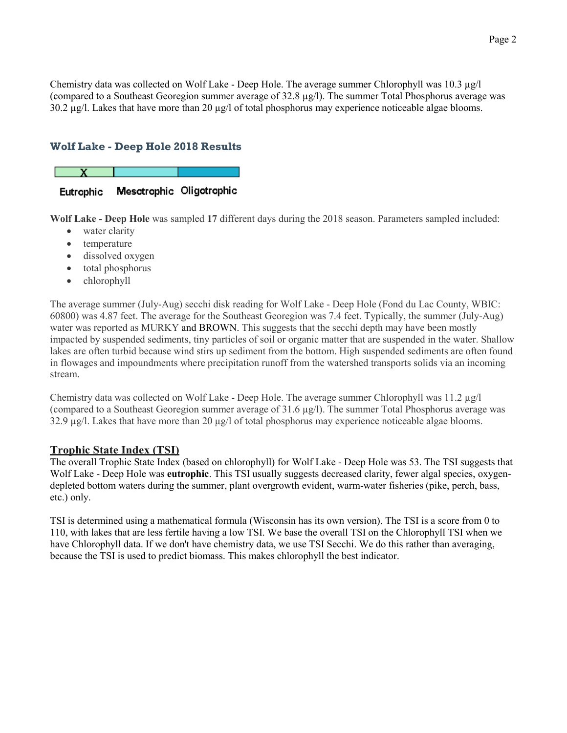Chemistry data was collected on Wolf Lake - Deep Hole. The average summer Chlorophyll was 10.3 µg/l (compared to a Southeast Georegion summer average of 32.8 µg/l). The summer Total Phosphorus average was 30.2 µg/l. Lakes that have more than 20 µg/l of total phosphorus may experience noticeable algae blooms.

## Wolf Lake - Deep Hole 2018 Results

| X | | |
|---|---|---|
| Eutrophic | Mesotrophic | Oligotrophic |

**Wolf Lake - Deep Hole** was sampled **17** different days during the 2018 season. Parameters sampled included:

- water clarity
- temperature
- dissolved oxygen
- total phosphorus
- chlorophyll

The average summer (July-Aug) secchi disk reading for Wolf Lake - Deep Hole (Fond du Lac County, WBIC: 60800) was 4.87 feet. The average for the Southeast Georegion was 7.4 feet. Typically, the summer (July-Aug) water was reported as MURKY and BROWN. This suggests that the secchi depth may have been mostly impacted by suspended sediments, tiny particles of soil or organic matter that are suspended in the water. Shallow lakes are often turbid because wind stirs up sediment from the bottom. High suspended sediments are often found in flowages and impoundments where precipitation runoff from the watershed transports solids via an incoming stream.

Chemistry data was collected on Wolf Lake - Deep Hole. The average summer Chlorophyll was 11.2 µg/l (compared to a Southeast Georegion summer average of 31.6 µg/l). The summer Total Phosphorus average was 32.9 µg/l. Lakes that have more than 20 µg/l of total phosphorus may experience noticeable algae blooms.

### Trophic State Index (TSI)

The overall Trophic State Index (based on chlorophyll) for Wolf Lake - Deep Hole was 53. The TSI suggests that Wolf Lake - Deep Hole was **eutrophic**. This TSI usually suggests decreased clarity, fewer algal species, oxygen-depleted bottom waters during the summer, plant overgrowth evident, warm-water fisheries (pike, perch, bass, etc.) only.

TSI is determined using a mathematical formula (Wisconsin has its own version). The TSI is a score from 0 to 110, with lakes that are less fertile having a low TSI. We base the overall TSI on the Chlorophyll TSI when we have Chlorophyll data. If we don't have chemistry data, we use TSI Secchi. We do this rather than averaging, because the TSI is used to predict biomass. This makes chlorophyll the best indicator.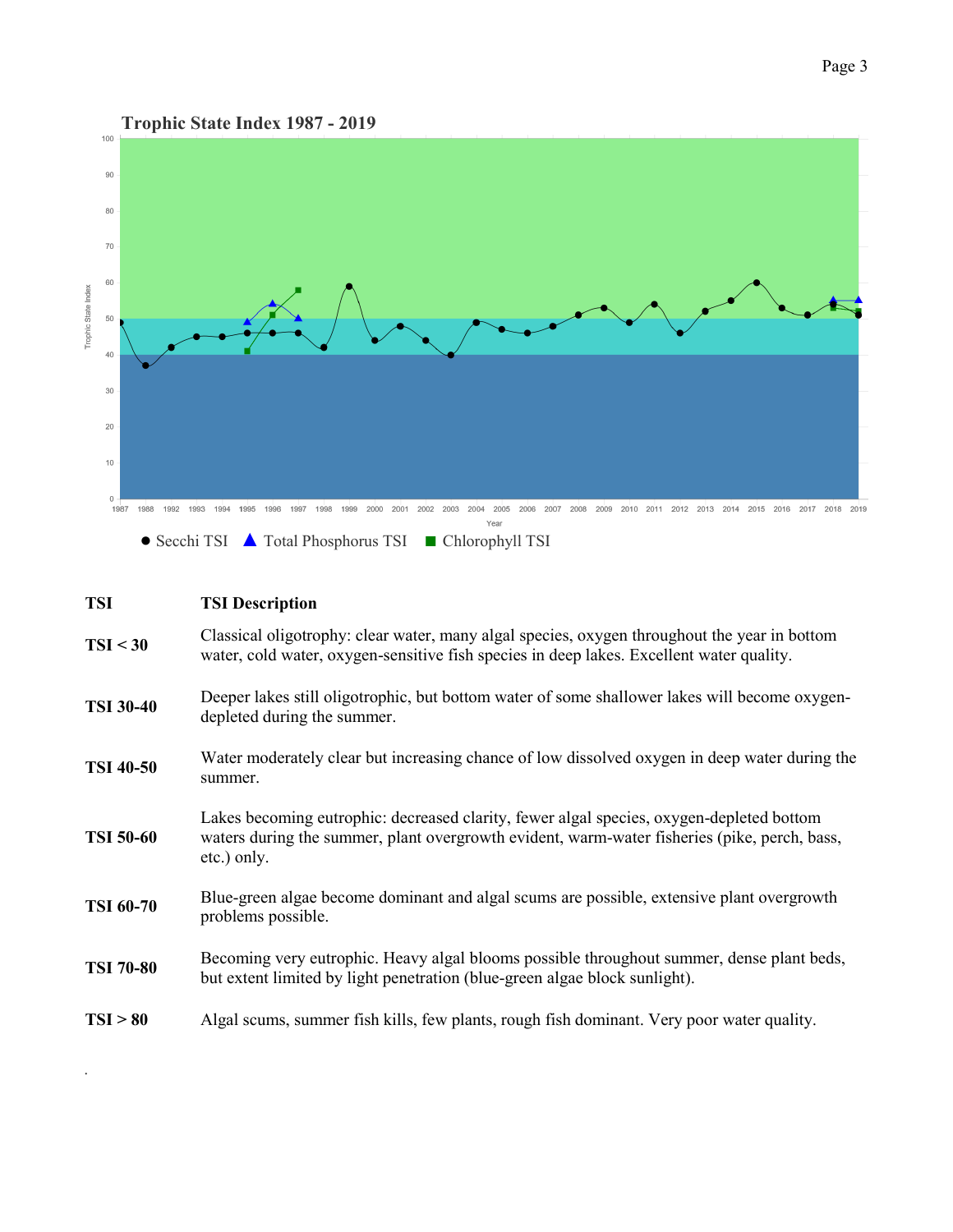## Trophic State Index 1987 - 2019

| TSI | TSI Description |
|---|---|
| TSI < 30 | Classical oligotrophy: clear water, many algal species, oxygen throughout the year in bottom water, cold water, oxygen-sensitive fish species in deep lakes. Excellent water quality. |
| TSI 30-40 | Deeper lakes still oligotrophic, but bottom water of some shallower lakes will become oxygen-depleted during the summer. |
| TSI 40-50 | Water moderately clear but increasing chance of low dissolved oxygen in deep water during the summer. |
| TSI 50-60 | Lakes becoming eutrophic: decreased clarity, fewer algal species, oxygen-depleted bottom waters during the summer, plant overgrowth evident, warm-water fisheries (pike, perch, bass, etc.) only. |
| TSI 60-70 | Blue-green algae become dominant and algal scums are possible, extensive plant overgrowth problems possible. |
| TSI 70-80 | Becoming very eutrophic. Heavy algal blooms possible throughout summer, dense plant beds, but extent limited by light penetration (blue-green algae block sunlight). |
| TSI > 80 | Algal scums, summer fish kills, few plants, rough fish dominant. Very poor water quality. |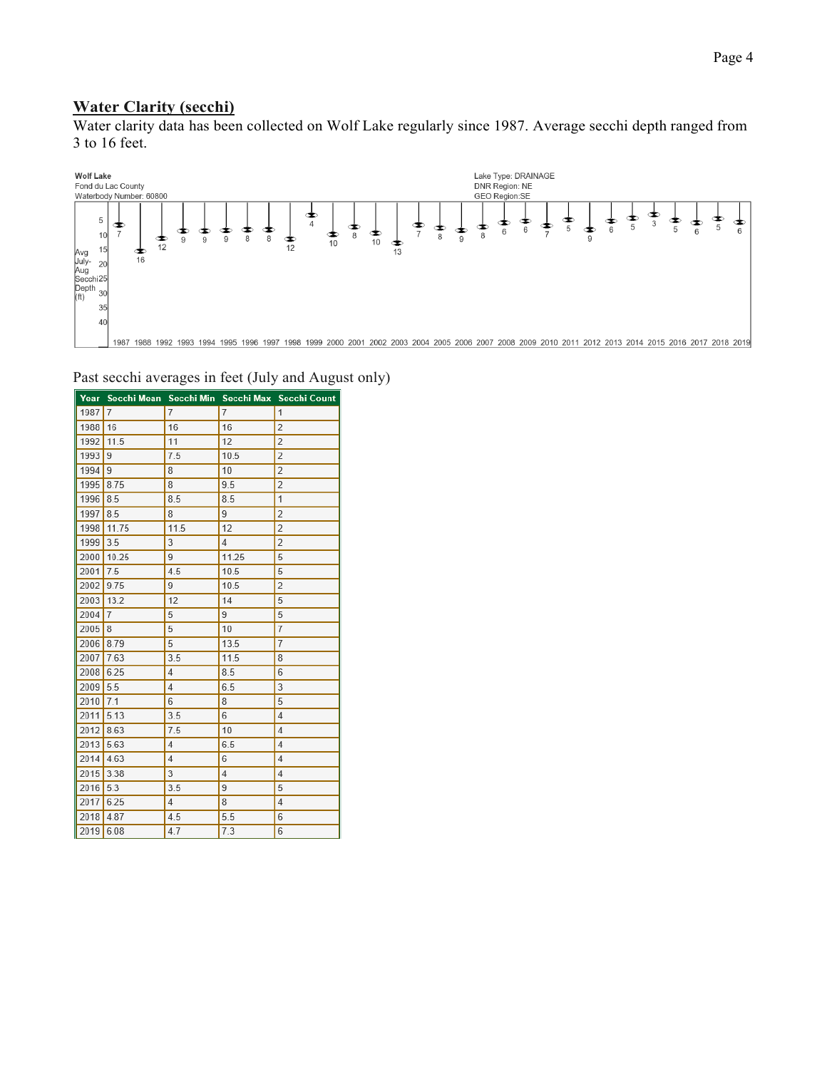## Water Clarity (secchi)

Water clarity data has been collected on Wolf Lake regularly since 1987. Average secchi depth ranged from 3 to 16 feet.

Past secchi averages in feet (July and August only)

| Year | Secchi Mean | Secchi Min | Secchi Max | Secchi Count |
|---|---|---|---|---|
| 1987 | 7 | 7 | 7 | 1 |
| 1988 | 16 | 16 | 16 | 2 |
| 1992 | 11.5 | 11 | 12 | 2 |
| 1993 | 9 | 7.5 | 10.5 | 2 |
| 1994 | 9 | 8 | 10 | 2 |
| 1995 | 8.75 | 8 | 9.5 | 2 |
| 1996 | 8.5 | 8.5 | 8.5 | 1 |
| 1997 | 8.5 | 8 | 9 | 2 |
| 1998 | 11.75 | 11.5 | 12 | 2 |
| 1999 | 3.5 | 3 | 4 | 2 |
| 2000 | 10.25 | 9 | 11.25 | 5 |
| 2001 | 7.5 | 4.5 | 10.5 | 5 |
| 2002 | 9.75 | 9 | 10.5 | 2 |
| 2003 | 13.2 | 12 | 14 | 5 |
| 2004 | 7 | 5 | 9 | 5 |
| 2005 | 8 | 5 | 10 | 7 |
| 2006 | 8.79 | 5 | 13.5 | 7 |
| 2007 | 7.63 | 3.5 | 11.5 | 8 |
| 2008 | 6.25 | 4 | 8.5 | 6 |
| 2009 | 5.5 | 4 | 6.5 | 3 |
| 2010 | 7.1 | 6 | 8 | 5 |
| 2011 | 5.13 | 3.5 | 6 | 4 |
| 2012 | 8.63 | 7.5 | 10 | 4 |
| 2013 | 5.63 | 4 | 6.5 | 4 |
| 2014 | 4.63 | 4 | 6 | 4 |
| 2015 | 3.38 | 3 | 4 | 4 |
| 2016 | 5.3 | 3.5 | 9 | 5 |
| 2017 | 6.25 | 4 | 8 | 4 |
| 2018 | 4.87 | 4.5 | 5.5 | 6 |
| 2019 | 6.08 | 4.7 | 7.3 | 6 |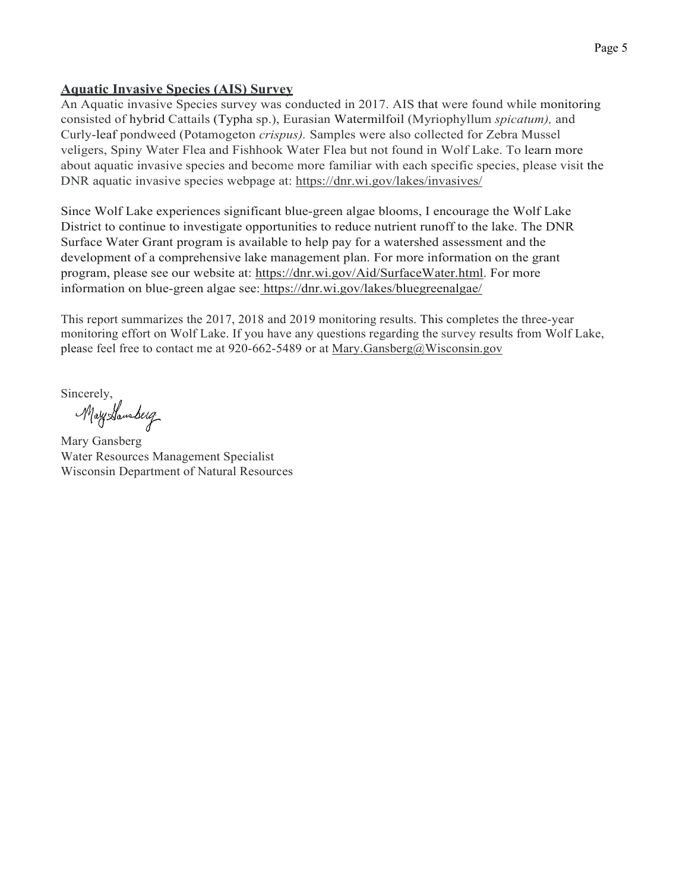## Aquatic Invasive Species (AIS) Survey

An Aquatic invasive Species survey was conducted in 2017. AIS that were found while monitoring consisted of hybrid Cattails (Typha sp.), Eurasian Watermilfoil (Myriophyllum *spicatum),* and Curly-leaf pondweed (Potamogeton *crispus).* Samples were also collected for Zebra Mussel veligers, Spiny Water Flea and Fishhook Water Flea but not found in Wolf Lake. To learn more about aquatic invasive species and become more familiar with each specific species, please visit the DNR aquatic invasive species webpage at: https://dnr.wi.gov/lakes/invasives/

Since Wolf Lake experiences significant blue-green algae blooms, I encourage the Wolf Lake District to continue to investigate opportunities to reduce nutrient runoff to the lake. The DNR Surface Water Grant program is available to help pay for a watershed assessment and the development of a comprehensive lake management plan. For more information on the grant program, please see our website at: https://dnr.wi.gov/Aid/SurfaceWater.html. For more information on blue-green algae see: https://dnr.wi.gov/lakes/bluegreenalgae/

This report summarizes the 2017, 2018 and 2019 monitoring results. This completes the three-year monitoring effort on Wolf Lake. If you have any questions regarding the survey results from Wolf Lake, please feel free to contact me at 920-662-5489 or at Mary.Gansberg@Wisconsin.gov

Sincerely,

Mary Gansberg

Mary Gansberg
Water Resources Management Specialist
Wisconsin Department of Natural Resources